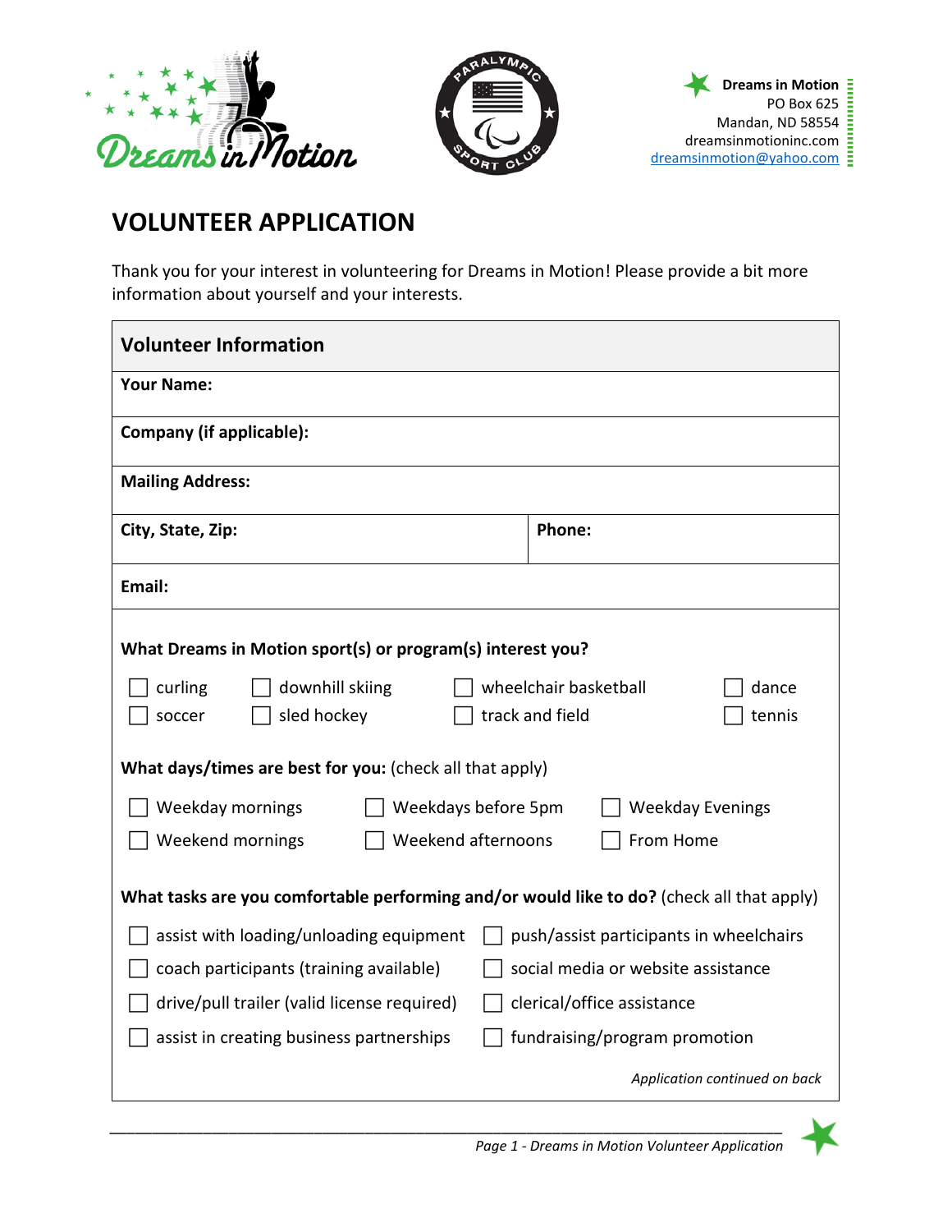**Dreams in Motion**
PO Box 625
Mandan, ND 58554
dreamsinmotioninc.com
dreamsinmotion@yahoo.com

# VOLUNTEER APPLICATION

Thank you for your interest in volunteering for Dreams in Motion! Please provide a bit more information about yourself and your interests.

## Volunteer Information

| | |
|---|---|
| **Your Name:** | |
| **Company (if applicable):** | |
| **Mailing Address:** | |
| **City, State, Zip:** | **Phone:** |
| **Email:** | |

**What Dreams in Motion sport(s) or program(s) interest you?**

- ☐ curling
- ☐ downhill skiing
- ☐ wheelchair basketball
- ☐ dance
- ☐ soccer
- ☐ sled hockey
- ☐ track and field
- ☐ tennis

**What days/times are best for you:** (check all that apply)

- ☐ Weekday mornings
- ☐ Weekdays before 5pm
- ☐ Weekday Evenings
- ☐ Weekend mornings
- ☐ Weekend afternoons
- ☐ From Home

**What tasks are you comfortable performing and/or would like to do?** (check all that apply)

- ☐ assist with loading/unloading equipment
- ☐ push/assist participants in wheelchairs
- ☐ coach participants (training available)
- ☐ social media or website assistance
- ☐ drive/pull trailer (valid license required)
- ☐ clerical/office assistance
- ☐ assist in creating business partnerships
- ☐ fundraising/program promotion

*Application continued on back*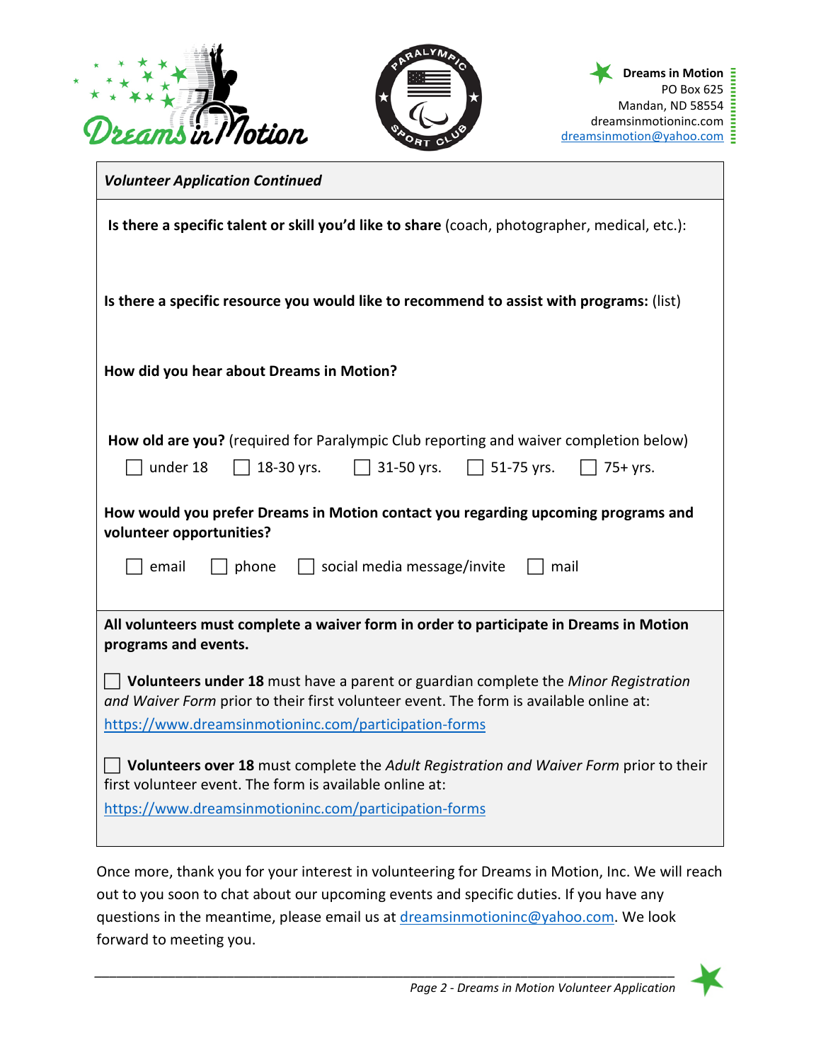**Dreams in Motion**
PO Box 625
Mandan, ND 58554
dreamsinmotioninc.com
dreamsinmotion@yahoo.com

***Volunteer Application Continued***

**Is there a specific talent or skill you'd like to share** (coach, photographer, medical, etc.):

**Is there a specific resource you would like to recommend to assist with programs:** (list)

**How did you hear about Dreams in Motion?**

**How old are you?** (required for Paralympic Club reporting and waiver completion below)

☐ under 18 ☐ 18-30 yrs. ☐ 31-50 yrs. ☐ 51-75 yrs. ☐ 75+ yrs.

**How would you prefer Dreams in Motion contact you regarding upcoming programs and volunteer opportunities?**

☐ email ☐ phone ☐ social media message/invite ☐ mail

**All volunteers must complete a waiver form in order to participate in Dreams in Motion programs and events.**

☐ **Volunteers under 18** must have a parent or guardian complete the *Minor Registration and Waiver Form* prior to their first volunteer event. The form is available online at:
https://www.dreamsinmotioninc.com/participation-forms

☐ **Volunteers over 18** must complete the *Adult Registration and Waiver Form* prior to their first volunteer event. The form is available online at:
https://www.dreamsinmotioninc.com/participation-forms

Once more, thank you for your interest in volunteering for Dreams in Motion, Inc. We will reach out to you soon to chat about our upcoming events and specific duties. If you have any questions in the meantime, please email us at dreamsinmotioninc@yahoo.com. We look forward to meeting you.